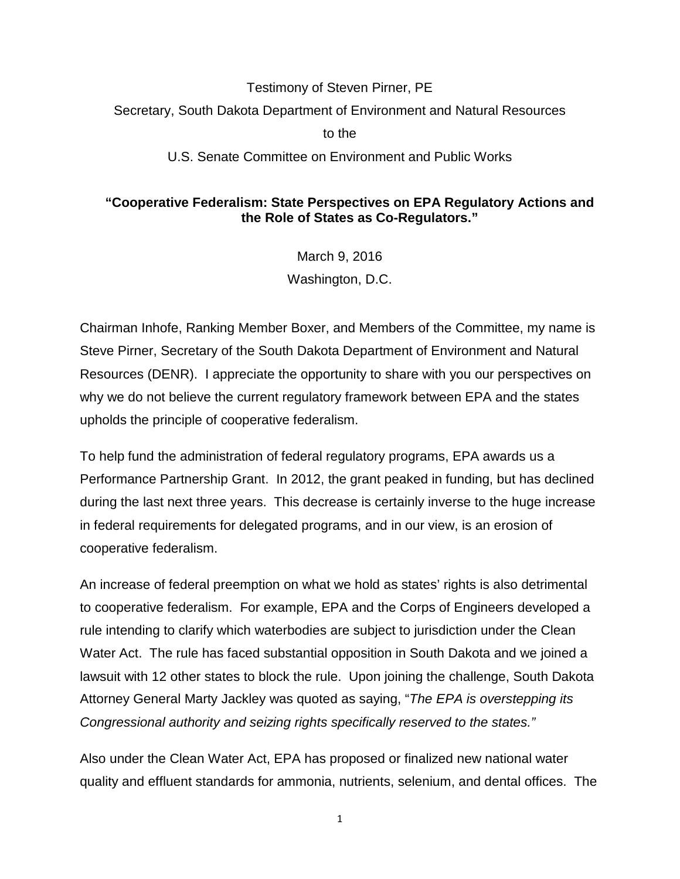Testimony of Steven Pirner, PE

Secretary, South Dakota Department of Environment and Natural Resources

to the

U.S. Senate Committee on Environment and Public Works

**"Cooperative Federalism: State Perspectives on EPA Regulatory Actions and the Role of States as Co-Regulators."**

March 9, 2016

Washington, D.C.

Chairman Inhofe, Ranking Member Boxer, and Members of the Committee, my name is Steve Pirner, Secretary of the South Dakota Department of Environment and Natural Resources (DENR). I appreciate the opportunity to share with you our perspectives on why we do not believe the current regulatory framework between EPA and the states upholds the principle of cooperative federalism.

To help fund the administration of federal regulatory programs, EPA awards us a Performance Partnership Grant. In 2012, the grant peaked in funding, but has declined during the last next three years. This decrease is certainly inverse to the huge increase in federal requirements for delegated programs, and in our view, is an erosion of cooperative federalism.

An increase of federal preemption on what we hold as states' rights is also detrimental to cooperative federalism. For example, EPA and the Corps of Engineers developed a rule intending to clarify which waterbodies are subject to jurisdiction under the Clean Water Act. The rule has faced substantial opposition in South Dakota and we joined a lawsuit with 12 other states to block the rule. Upon joining the challenge, South Dakota Attorney General Marty Jackley was quoted as saying, "*The EPA is overstepping its Congressional authority and seizing rights specifically reserved to the states.*"

Also under the Clean Water Act, EPA has proposed or finalized new national water quality and effluent standards for ammonia, nutrients, selenium, and dental offices. The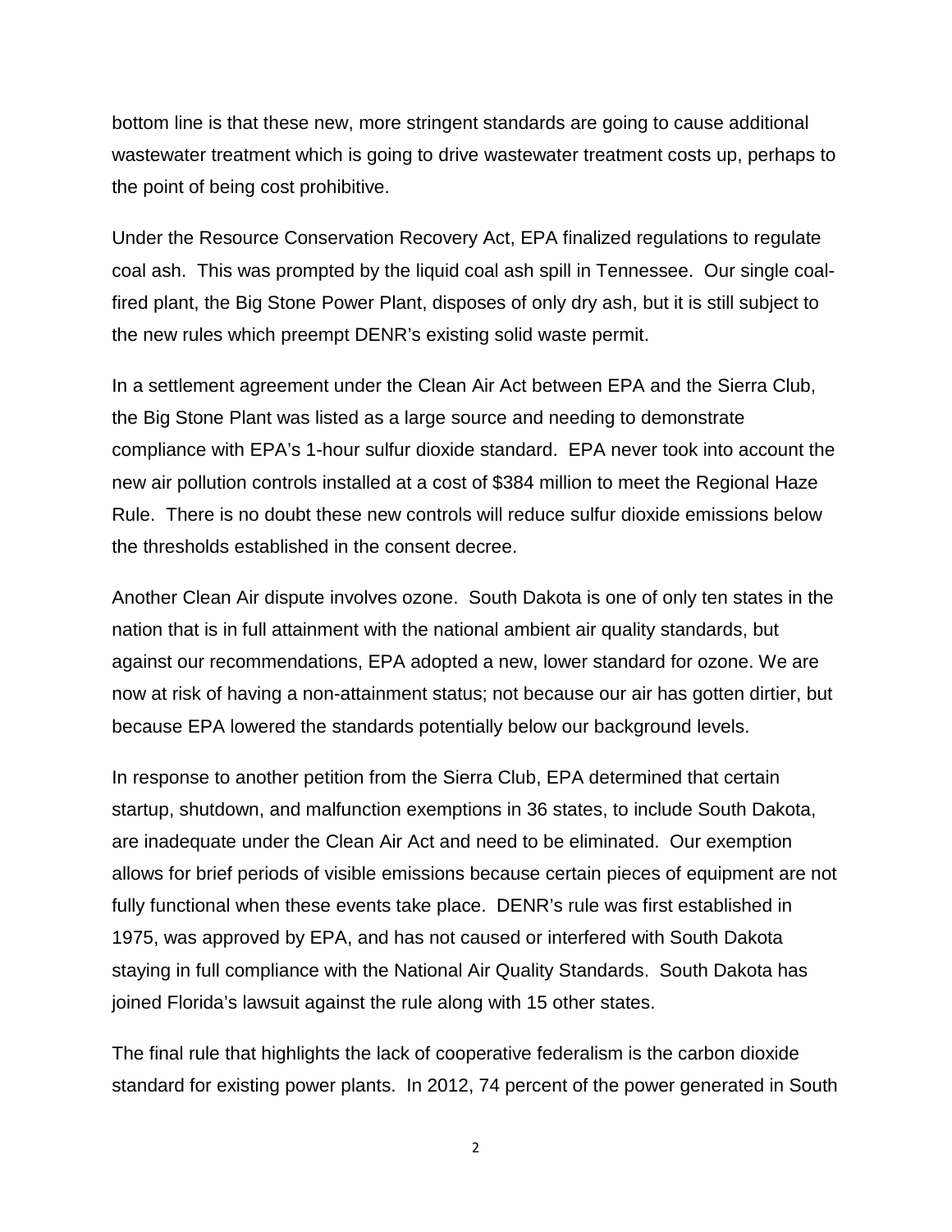bottom line is that these new, more stringent standards are going to cause additional wastewater treatment which is going to drive wastewater treatment costs up, perhaps to the point of being cost prohibitive.

Under the Resource Conservation Recovery Act, EPA finalized regulations to regulate coal ash. This was prompted by the liquid coal ash spill in Tennessee. Our single coal-fired plant, the Big Stone Power Plant, disposes of only dry ash, but it is still subject to the new rules which preempt DENR's existing solid waste permit.

In a settlement agreement under the Clean Air Act between EPA and the Sierra Club, the Big Stone Plant was listed as a large source and needing to demonstrate compliance with EPA's 1-hour sulfur dioxide standard. EPA never took into account the new air pollution controls installed at a cost of $384 million to meet the Regional Haze Rule. There is no doubt these new controls will reduce sulfur dioxide emissions below the thresholds established in the consent decree.

Another Clean Air dispute involves ozone. South Dakota is one of only ten states in the nation that is in full attainment with the national ambient air quality standards, but against our recommendations, EPA adopted a new, lower standard for ozone. We are now at risk of having a non-attainment status; not because our air has gotten dirtier, but because EPA lowered the standards potentially below our background levels.

In response to another petition from the Sierra Club, EPA determined that certain startup, shutdown, and malfunction exemptions in 36 states, to include South Dakota, are inadequate under the Clean Air Act and need to be eliminated. Our exemption allows for brief periods of visible emissions because certain pieces of equipment are not fully functional when these events take place. DENR's rule was first established in 1975, was approved by EPA, and has not caused or interfered with South Dakota staying in full compliance with the National Air Quality Standards. South Dakota has joined Florida's lawsuit against the rule along with 15 other states.

The final rule that highlights the lack of cooperative federalism is the carbon dioxide standard for existing power plants. In 2012, 74 percent of the power generated in South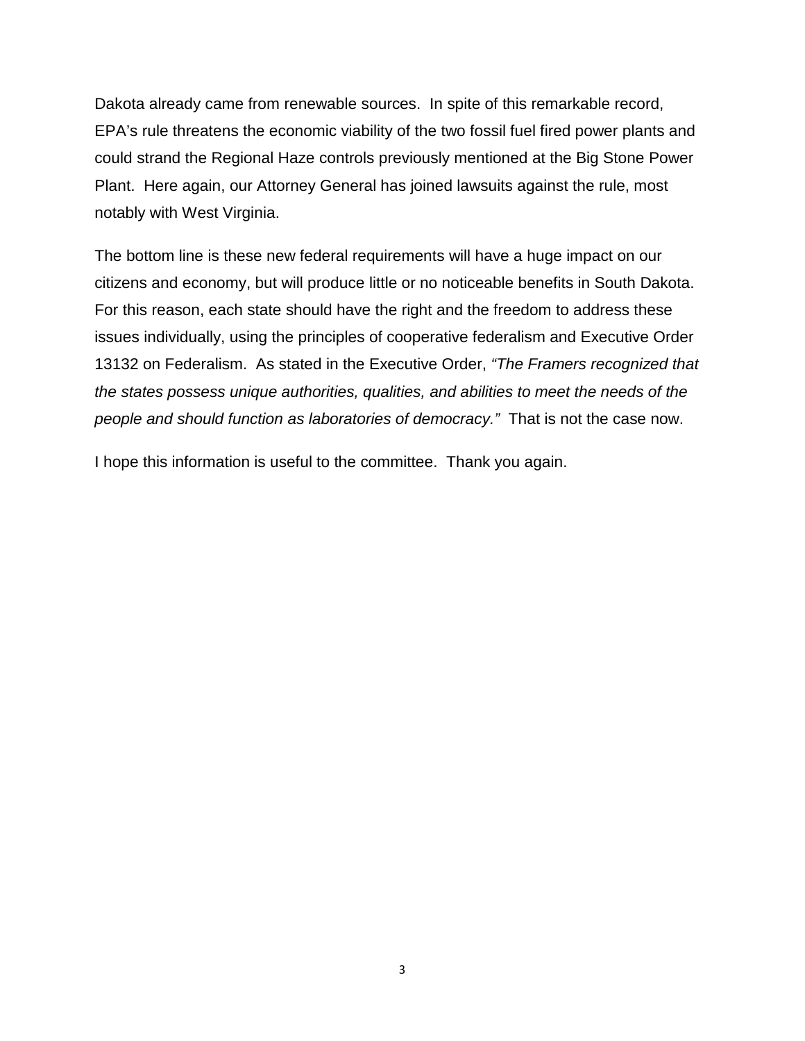Dakota already came from renewable sources. In spite of this remarkable record, EPA's rule threatens the economic viability of the two fossil fuel fired power plants and could strand the Regional Haze controls previously mentioned at the Big Stone Power Plant. Here again, our Attorney General has joined lawsuits against the rule, most notably with West Virginia.

The bottom line is these new federal requirements will have a huge impact on our citizens and economy, but will produce little or no noticeable benefits in South Dakota. For this reason, each state should have the right and the freedom to address these issues individually, using the principles of cooperative federalism and Executive Order 13132 on Federalism. As stated in the Executive Order, *"The Framers recognized that the states possess unique authorities, qualities, and abilities to meet the needs of the people and should function as laboratories of democracy."* That is not the case now.

I hope this information is useful to the committee. Thank you again.